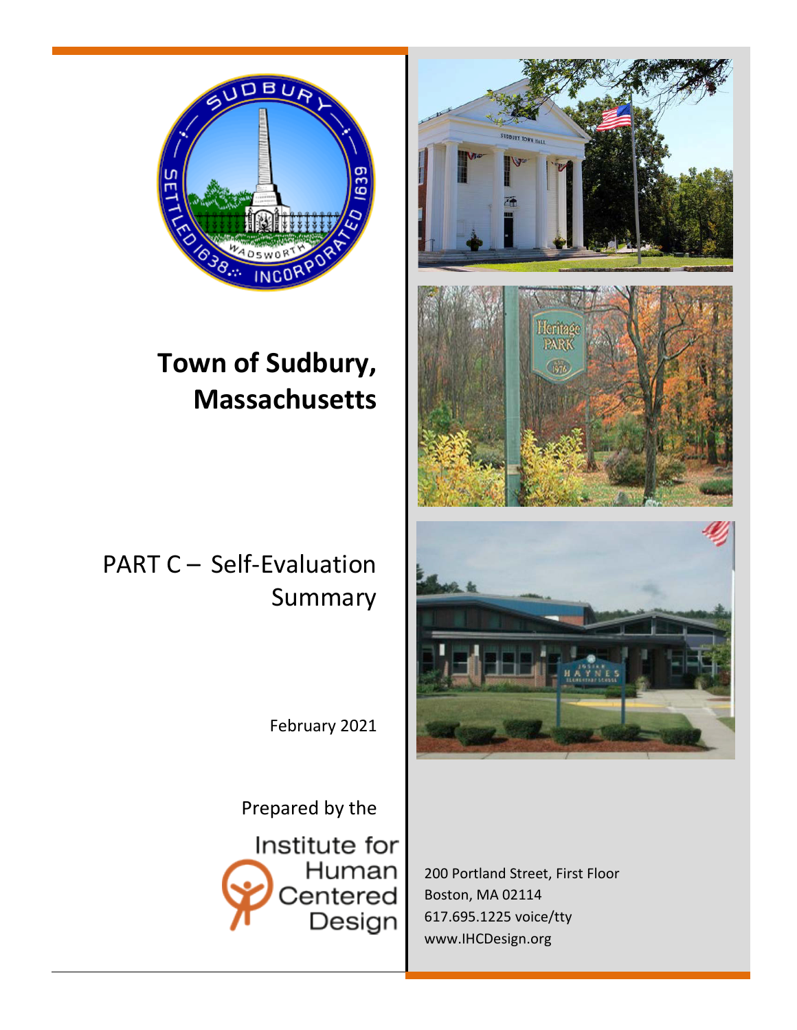# Town of Sudbury, Massachusetts

## PART C – Self-Evaluation Summary

February 2021

Prepared by the

Institute for Human Centered Design

200 Portland Street, First Floor
Boston, MA 02114
617.695.1225 voice/tty
www.IHCDesign.org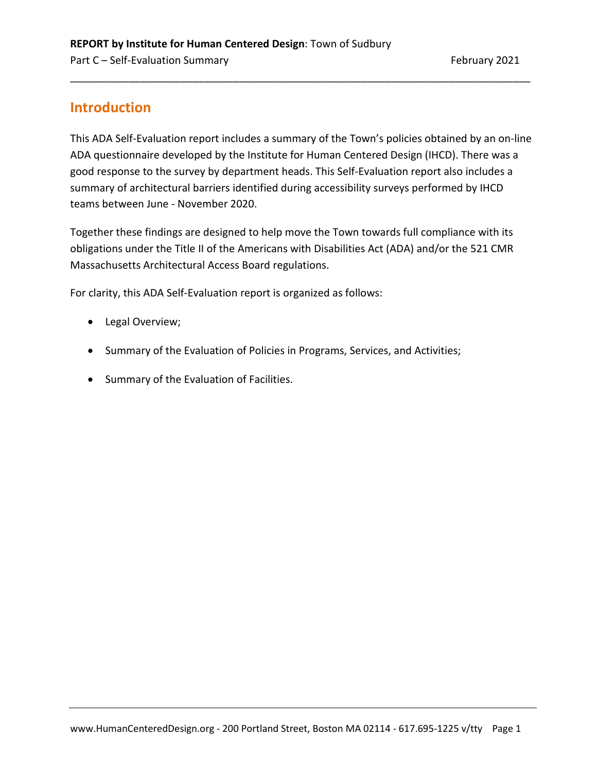## Introduction

This ADA Self-Evaluation report includes a summary of the Town's policies obtained by an on-line ADA questionnaire developed by the Institute for Human Centered Design (IHCD). There was a good response to the survey by department heads. This Self-Evaluation report also includes a summary of architectural barriers identified during accessibility surveys performed by IHCD teams between June - November 2020.

Together these findings are designed to help move the Town towards full compliance with its obligations under the Title II of the Americans with Disabilities Act (ADA) and/or the 521 CMR Massachusetts Architectural Access Board regulations.

For clarity, this ADA Self-Evaluation report is organized as follows:

- Legal Overview;
- Summary of the Evaluation of Policies in Programs, Services, and Activities;
- Summary of the Evaluation of Facilities.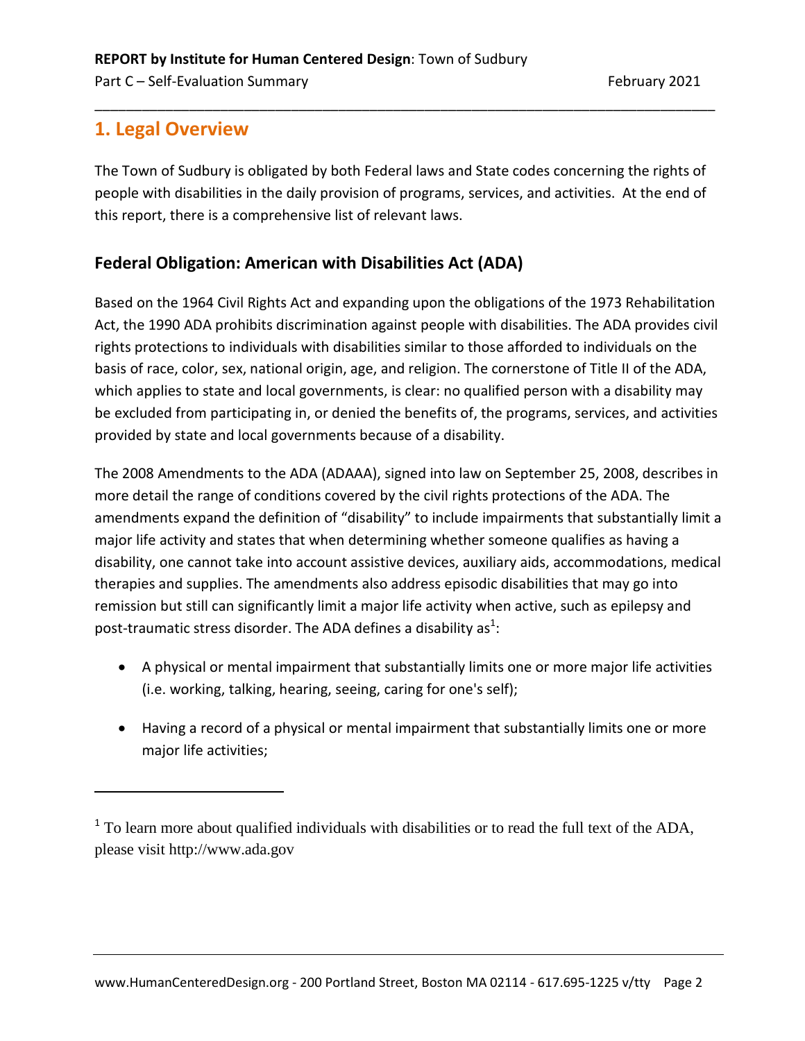## 1. Legal Overview

The Town of Sudbury is obligated by both Federal laws and State codes concerning the rights of people with disabilities in the daily provision of programs, services, and activities. At the end of this report, there is a comprehensive list of relevant laws.

### Federal Obligation: American with Disabilities Act (ADA)

Based on the 1964 Civil Rights Act and expanding upon the obligations of the 1973 Rehabilitation Act, the 1990 ADA prohibits discrimination against people with disabilities. The ADA provides civil rights protections to individuals with disabilities similar to those afforded to individuals on the basis of race, color, sex, national origin, age, and religion. The cornerstone of Title II of the ADA, which applies to state and local governments, is clear: no qualified person with a disability may be excluded from participating in, or denied the benefits of, the programs, services, and activities provided by state and local governments because of a disability.

The 2008 Amendments to the ADA (ADAAA), signed into law on September 25, 2008, describes in more detail the range of conditions covered by the civil rights protections of the ADA. The amendments expand the definition of "disability" to include impairments that substantially limit a major life activity and states that when determining whether someone qualifies as having a disability, one cannot take into account assistive devices, auxiliary aids, accommodations, medical therapies and supplies. The amendments also address episodic disabilities that may go into remission but still can significantly limit a major life activity when active, such as epilepsy and post-traumatic stress disorder. The ADA defines a disability as[1]:

- A physical or mental impairment that substantially limits one or more major life activities (i.e. working, talking, hearing, seeing, caring for one's self);
- Having a record of a physical or mental impairment that substantially limits one or more major life activities;

[1] To learn more about qualified individuals with disabilities or to read the full text of the ADA, please visit http://www.ada.gov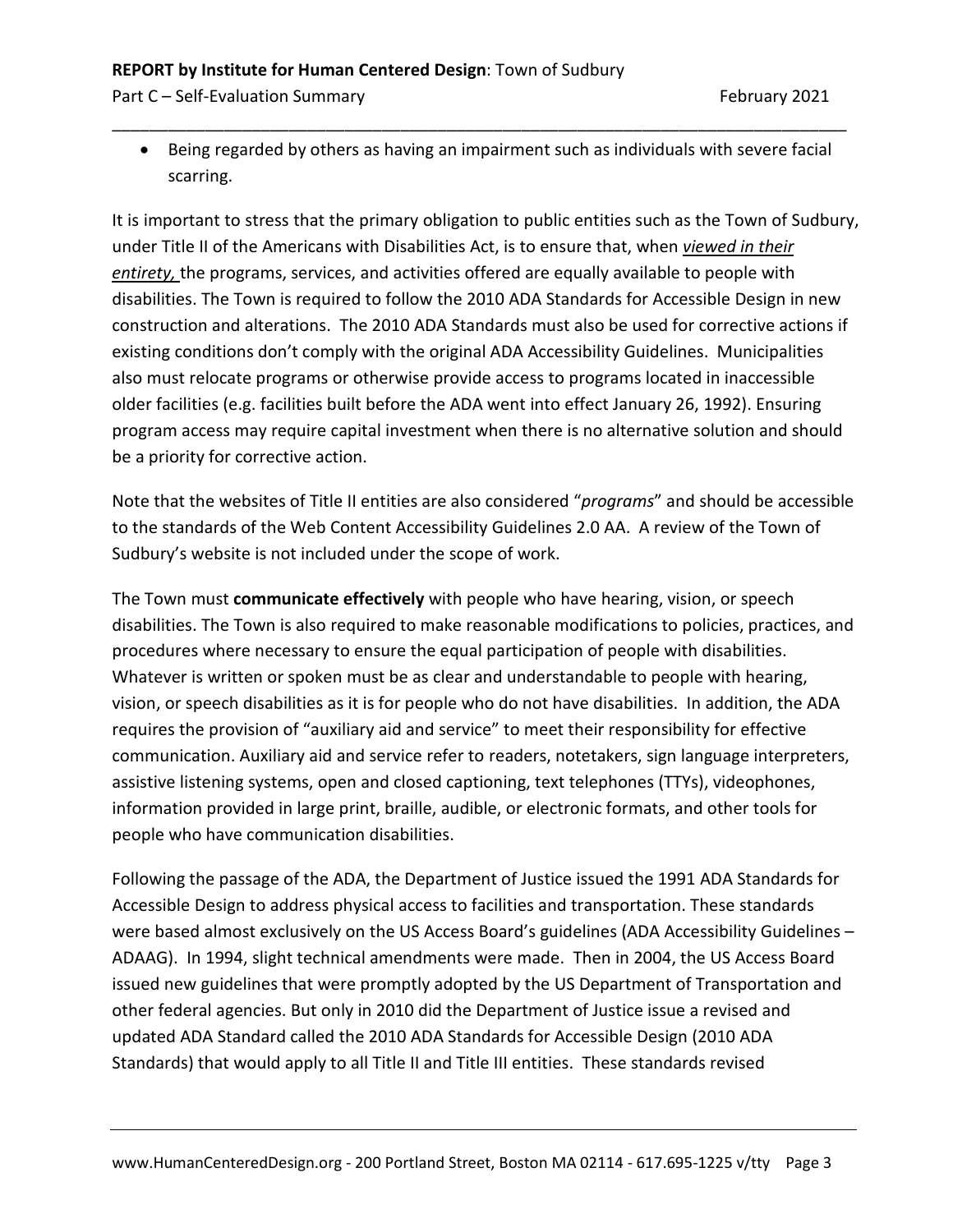- Being regarded by others as having an impairment such as individuals with severe facial scarring.

It is important to stress that the primary obligation to public entities such as the Town of Sudbury, under Title II of the Americans with Disabilities Act, is to ensure that, when *viewed in their entirety,* the programs, services, and activities offered are equally available to people with disabilities. The Town is required to follow the 2010 ADA Standards for Accessible Design in new construction and alterations. The 2010 ADA Standards must also be used for corrective actions if existing conditions don't comply with the original ADA Accessibility Guidelines. Municipalities also must relocate programs or otherwise provide access to programs located in inaccessible older facilities (e.g. facilities built before the ADA went into effect January 26, 1992). Ensuring program access may require capital investment when there is no alternative solution and should be a priority for corrective action.

Note that the websites of Title II entities are also considered "*programs*" and should be accessible to the standards of the Web Content Accessibility Guidelines 2.0 AA. A review of the Town of Sudbury's website is not included under the scope of work.

The Town must **communicate effectively** with people who have hearing, vision, or speech disabilities. The Town is also required to make reasonable modifications to policies, practices, and procedures where necessary to ensure the equal participation of people with disabilities. Whatever is written or spoken must be as clear and understandable to people with hearing, vision, or speech disabilities as it is for people who do not have disabilities. In addition, the ADA requires the provision of "auxiliary aid and service" to meet their responsibility for effective communication. Auxiliary aid and service refer to readers, notetakers, sign language interpreters, assistive listening systems, open and closed captioning, text telephones (TTYs), videophones, information provided in large print, braille, audible, or electronic formats, and other tools for people who have communication disabilities.

Following the passage of the ADA, the Department of Justice issued the 1991 ADA Standards for Accessible Design to address physical access to facilities and transportation. These standards were based almost exclusively on the US Access Board's guidelines (ADA Accessibility Guidelines – ADAAG). In 1994, slight technical amendments were made. Then in 2004, the US Access Board issued new guidelines that were promptly adopted by the US Department of Transportation and other federal agencies. But only in 2010 did the Department of Justice issue a revised and updated ADA Standard called the 2010 ADA Standards for Accessible Design (2010 ADA Standards) that would apply to all Title II and Title III entities. These standards revised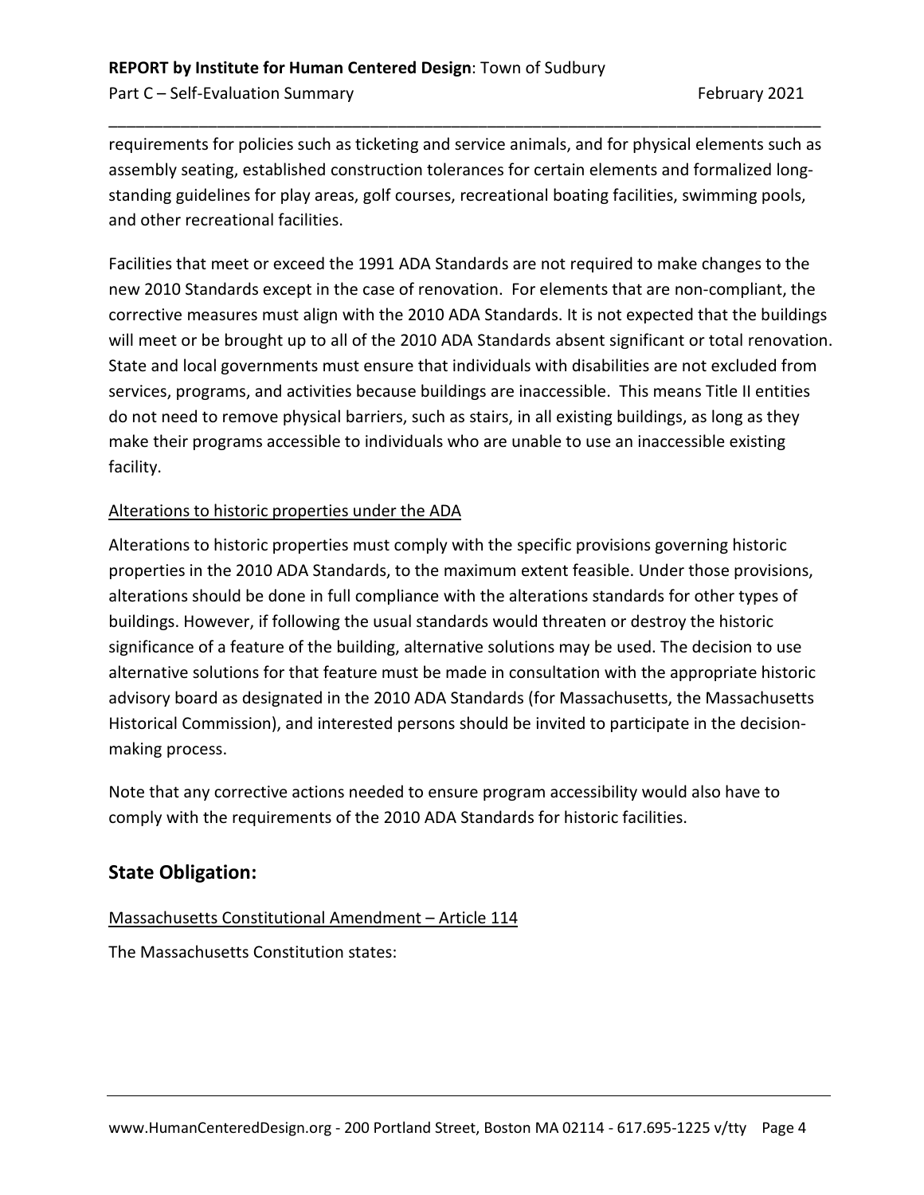requirements for policies such as ticketing and service animals, and for physical elements such as assembly seating, established construction tolerances for certain elements and formalized long-standing guidelines for play areas, golf courses, recreational boating facilities, swimming pools, and other recreational facilities.

Facilities that meet or exceed the 1991 ADA Standards are not required to make changes to the new 2010 Standards except in the case of renovation. For elements that are non-compliant, the corrective measures must align with the 2010 ADA Standards. It is not expected that the buildings will meet or be brought up to all of the 2010 ADA Standards absent significant or total renovation. State and local governments must ensure that individuals with disabilities are not excluded from services, programs, and activities because buildings are inaccessible. This means Title II entities do not need to remove physical barriers, such as stairs, in all existing buildings, as long as they make their programs accessible to individuals who are unable to use an inaccessible existing facility.

Alterations to historic properties under the ADA

Alterations to historic properties must comply with the specific provisions governing historic properties in the 2010 ADA Standards, to the maximum extent feasible. Under those provisions, alterations should be done in full compliance with the alterations standards for other types of buildings. However, if following the usual standards would threaten or destroy the historic significance of a feature of the building, alternative solutions may be used. The decision to use alternative solutions for that feature must be made in consultation with the appropriate historic advisory board as designated in the 2010 ADA Standards (for Massachusetts, the Massachusetts Historical Commission), and interested persons should be invited to participate in the decision-making process.

Note that any corrective actions needed to ensure program accessibility would also have to comply with the requirements of the 2010 ADA Standards for historic facilities.

## State Obligation:

Massachusetts Constitutional Amendment – Article 114

The Massachusetts Constitution states: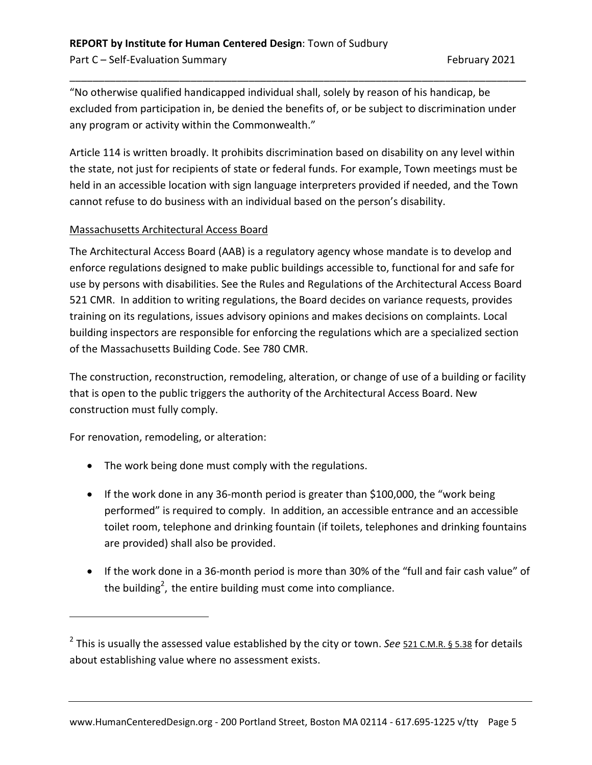"No otherwise qualified handicapped individual shall, solely by reason of his handicap, be excluded from participation in, be denied the benefits of, or be subject to discrimination under any program or activity within the Commonwealth."

Article 114 is written broadly. It prohibits discrimination based on disability on any level within the state, not just for recipients of state or federal funds. For example, Town meetings must be held in an accessible location with sign language interpreters provided if needed, and the Town cannot refuse to do business with an individual based on the person's disability.

Massachusetts Architectural Access Board

The Architectural Access Board (AAB) is a regulatory agency whose mandate is to develop and enforce regulations designed to make public buildings accessible to, functional for and safe for use by persons with disabilities. See the Rules and Regulations of the Architectural Access Board 521 CMR. In addition to writing regulations, the Board decides on variance requests, provides training on its regulations, issues advisory opinions and makes decisions on complaints. Local building inspectors are responsible for enforcing the regulations which are a specialized section of the Massachusetts Building Code. See 780 CMR.

The construction, reconstruction, remodeling, alteration, or change of use of a building or facility that is open to the public triggers the authority of the Architectural Access Board. New construction must fully comply.

For renovation, remodeling, or alteration:

- The work being done must comply with the regulations.
- If the work done in any 36-month period is greater than $100,000, the "work being performed" is required to comply. In addition, an accessible entrance and an accessible toilet room, telephone and drinking fountain (if toilets, telephones and drinking fountains are provided) shall also be provided.
- If the work done in a 36-month period is more than 30% of the "full and fair cash value" of the building[2], the entire building must come into compliance.

[2] This is usually the assessed value established by the city or town. *See* 521 C.M.R. § 5.38 for details about establishing value where no assessment exists.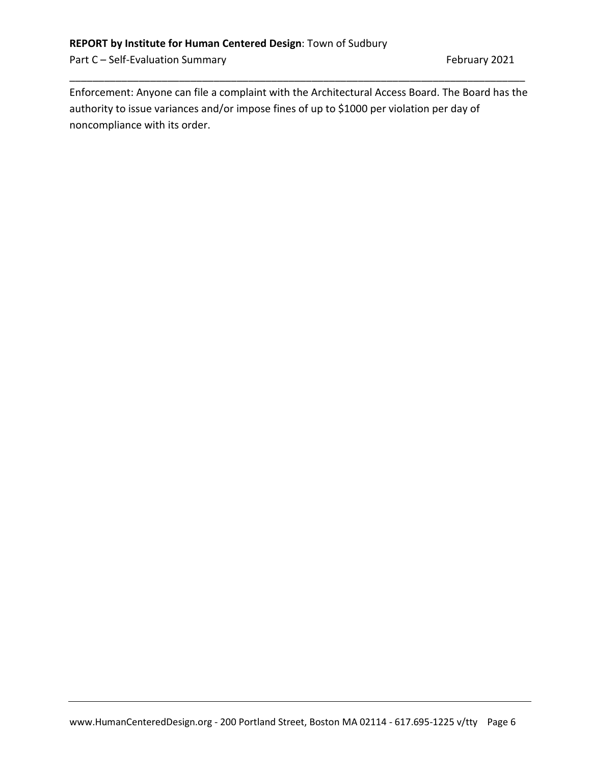Enforcement: Anyone can file a complaint with the Architectural Access Board. The Board has the authority to issue variances and/or impose fines of up to $1000 per violation per day of noncompliance with its order.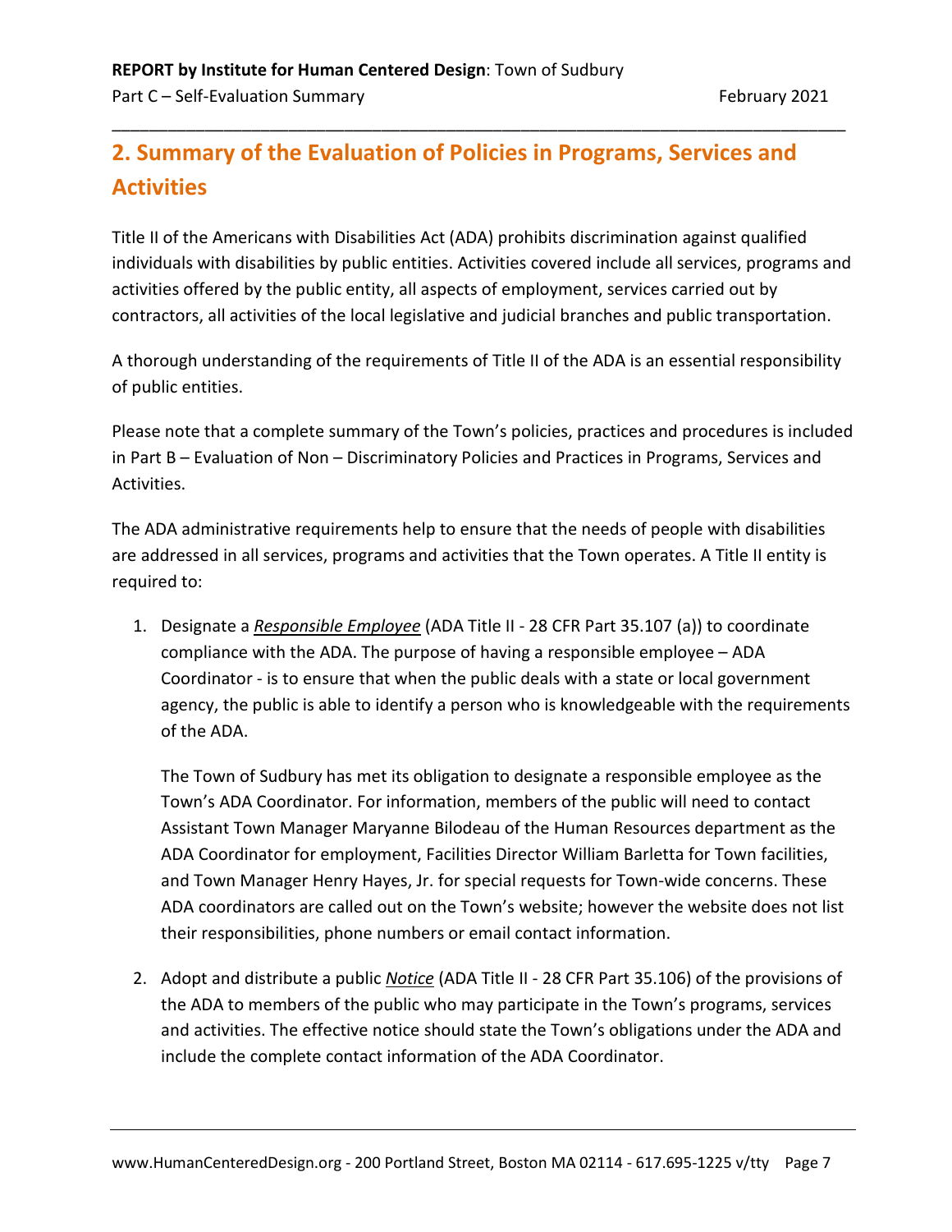## 2. Summary of the Evaluation of Policies in Programs, Services and Activities

Title II of the Americans with Disabilities Act (ADA) prohibits discrimination against qualified individuals with disabilities by public entities. Activities covered include all services, programs and activities offered by the public entity, all aspects of employment, services carried out by contractors, all activities of the local legislative and judicial branches and public transportation.

A thorough understanding of the requirements of Title II of the ADA is an essential responsibility of public entities.

Please note that a complete summary of the Town's policies, practices and procedures is included in Part B – Evaluation of Non – Discriminatory Policies and Practices in Programs, Services and Activities.

The ADA administrative requirements help to ensure that the needs of people with disabilities are addressed in all services, programs and activities that the Town operates. A Title II entity is required to:

1. Designate a ***Responsible Employee*** (ADA Title II - 28 CFR Part 35.107 (a)) to coordinate compliance with the ADA. The purpose of having a responsible employee – ADA Coordinator - is to ensure that when the public deals with a state or local government agency, the public is able to identify a person who is knowledgeable with the requirements of the ADA.

   The Town of Sudbury has met its obligation to designate a responsible employee as the Town's ADA Coordinator. For information, members of the public will need to contact Assistant Town Manager Maryanne Bilodeau of the Human Resources department as the ADA Coordinator for employment, Facilities Director William Barletta for Town facilities, and Town Manager Henry Hayes, Jr. for special requests for Town-wide concerns. These ADA coordinators are called out on the Town's website; however the website does not list their responsibilities, phone numbers or email contact information.

2. Adopt and distribute a public ***Notice*** (ADA Title II - 28 CFR Part 35.106) of the provisions of the ADA to members of the public who may participate in the Town's programs, services and activities. The effective notice should state the Town's obligations under the ADA and include the complete contact information of the ADA Coordinator.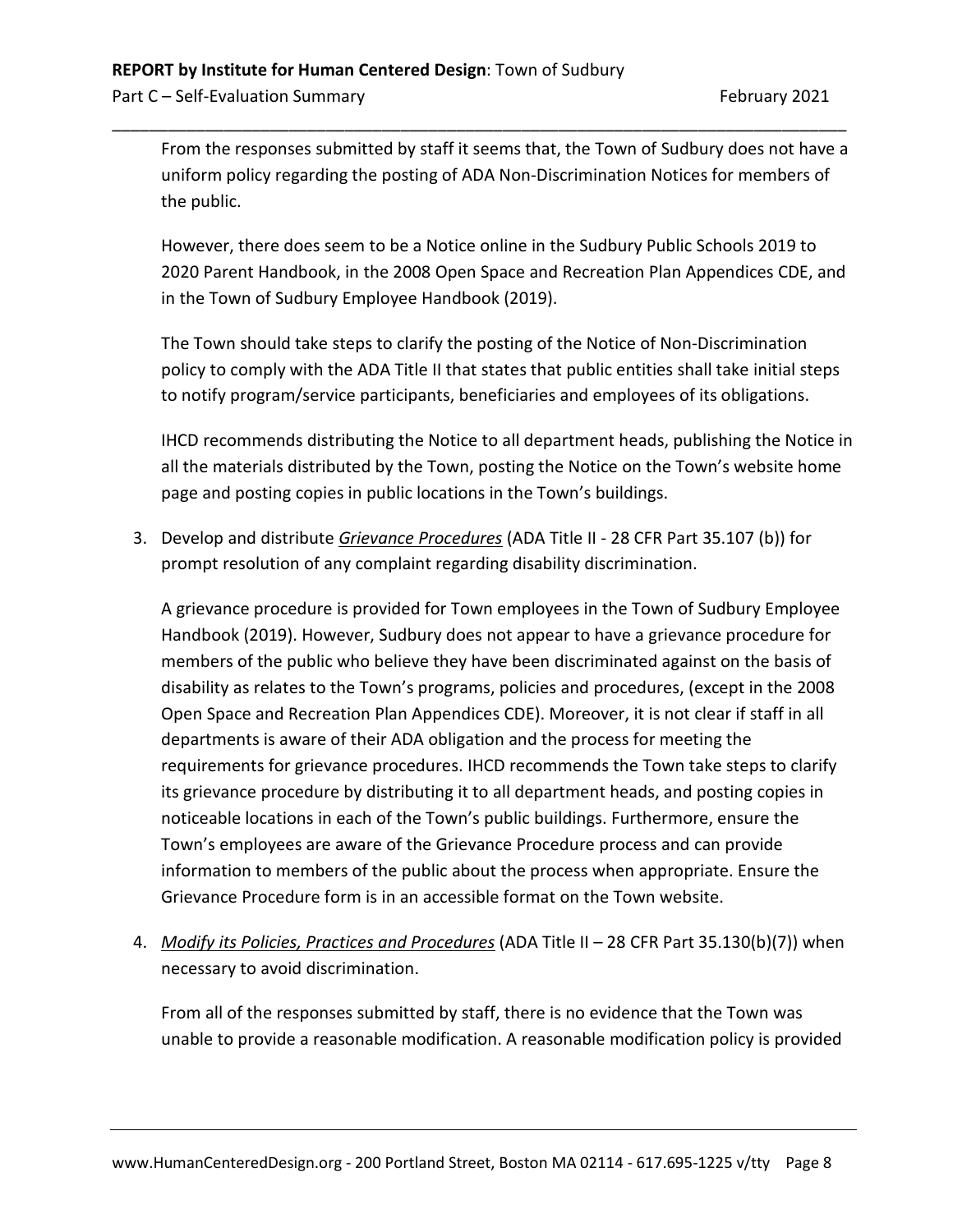From the responses submitted by staff it seems that, the Town of Sudbury does not have a uniform policy regarding the posting of ADA Non-Discrimination Notices for members of the public.

However, there does seem to be a Notice online in the Sudbury Public Schools 2019 to 2020 Parent Handbook, in the 2008 Open Space and Recreation Plan Appendices CDE, and in the Town of Sudbury Employee Handbook (2019).

The Town should take steps to clarify the posting of the Notice of Non-Discrimination policy to comply with the ADA Title II that states that public entities shall take initial steps to notify program/service participants, beneficiaries and employees of its obligations.

IHCD recommends distributing the Notice to all department heads, publishing the Notice in all the materials distributed by the Town, posting the Notice on the Town's website home page and posting copies in public locations in the Town's buildings.

3. Develop and distribute ***Grievance Procedures*** (ADA Title II - 28 CFR Part 35.107 (b)) for prompt resolution of any complaint regarding disability discrimination.

   A grievance procedure is provided for Town employees in the Town of Sudbury Employee Handbook (2019). However, Sudbury does not appear to have a grievance procedure for members of the public who believe they have been discriminated against on the basis of disability as relates to the Town's programs, policies and procedures, (except in the 2008 Open Space and Recreation Plan Appendices CDE). Moreover, it is not clear if staff in all departments is aware of their ADA obligation and the process for meeting the requirements for grievance procedures. IHCD recommends the Town take steps to clarify its grievance procedure by distributing it to all department heads, and posting copies in noticeable locations in each of the Town's public buildings. Furthermore, ensure the Town's employees are aware of the Grievance Procedure process and can provide information to members of the public about the process when appropriate. Ensure the Grievance Procedure form is in an accessible format on the Town website.

4. *Modify its Policies, Practices and Procedures* (ADA Title II – 28 CFR Part 35.130(b)(7)) when necessary to avoid discrimination.

   From all of the responses submitted by staff, there is no evidence that the Town was unable to provide a reasonable modification. A reasonable modification policy is provided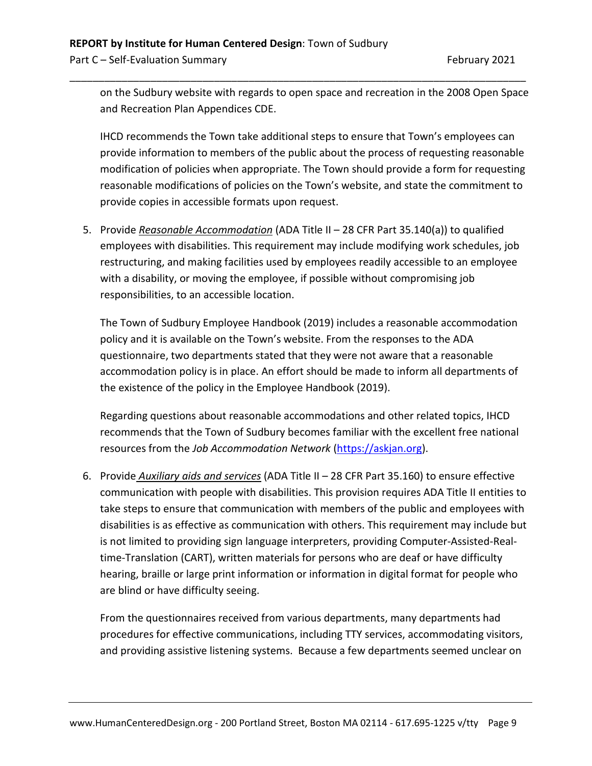on the Sudbury website with regards to open space and recreation in the 2008 Open Space and Recreation Plan Appendices CDE.

IHCD recommends the Town take additional steps to ensure that Town's employees can provide information to members of the public about the process of requesting reasonable modification of policies when appropriate. The Town should provide a form for requesting reasonable modifications of policies on the Town's website, and state the commitment to provide copies in accessible formats upon request.

5. Provide ***Reasonable Accommodation*** (ADA Title II – 28 CFR Part 35.140(a)) to qualified employees with disabilities. This requirement may include modifying work schedules, job restructuring, and making facilities used by employees readily accessible to an employee with a disability, or moving the employee, if possible without compromising job responsibilities, to an accessible location.

   The Town of Sudbury Employee Handbook (2019) includes a reasonable accommodation policy and it is available on the Town's website. From the responses to the ADA questionnaire, two departments stated that they were not aware that a reasonable accommodation policy is in place. An effort should be made to inform all departments of the existence of the policy in the Employee Handbook (2019).

   Regarding questions about reasonable accommodations and other related topics, IHCD recommends that the Town of Sudbury becomes familiar with the excellent free national resources from the *Job Accommodation Network* (https://askjan.org).

6. Provide ***Auxiliary aids and services*** (ADA Title II – 28 CFR Part 35.160) to ensure effective communication with people with disabilities. This provision requires ADA Title II entities to take steps to ensure that communication with members of the public and employees with disabilities is as effective as communication with others. This requirement may include but is not limited to providing sign language interpreters, providing Computer-Assisted-Real-time-Translation (CART), written materials for persons who are deaf or have difficulty hearing, braille or large print information or information in digital format for people who are blind or have difficulty seeing.

   From the questionnaires received from various departments, many departments had procedures for effective communications, including TTY services, accommodating visitors, and providing assistive listening systems. Because a few departments seemed unclear on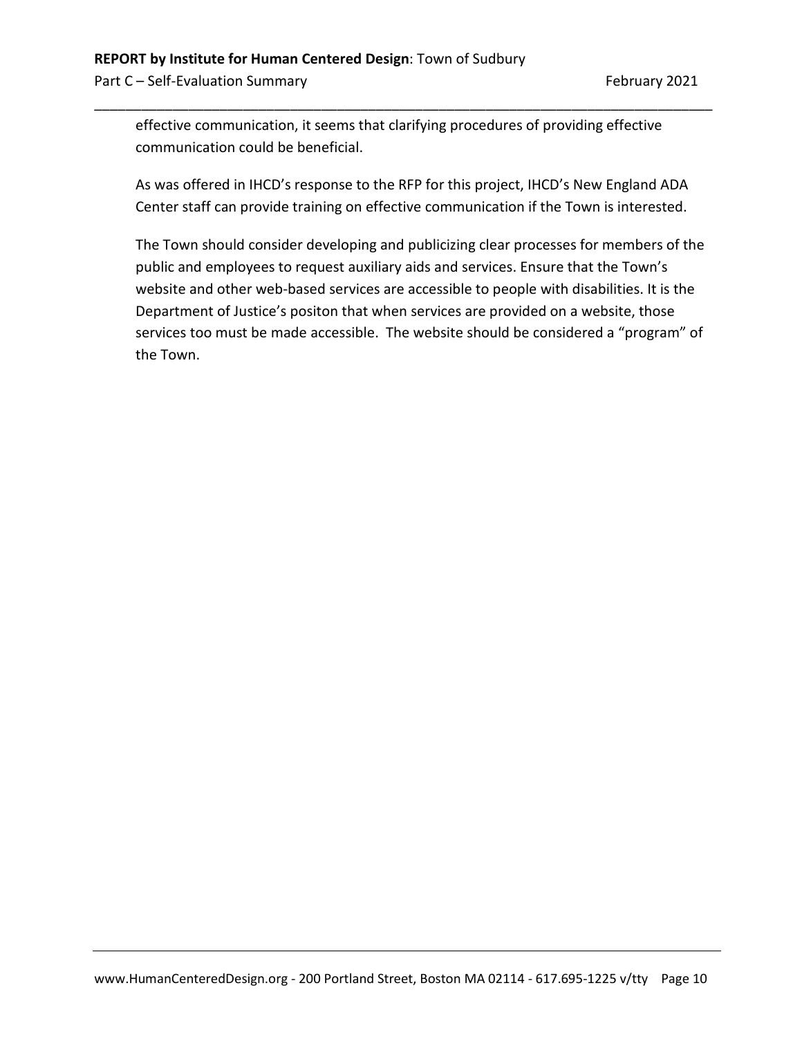effective communication, it seems that clarifying procedures of providing effective communication could be beneficial.

As was offered in IHCD's response to the RFP for this project, IHCD's New England ADA Center staff can provide training on effective communication if the Town is interested.

The Town should consider developing and publicizing clear processes for members of the public and employees to request auxiliary aids and services. Ensure that the Town's website and other web-based services are accessible to people with disabilities. It is the Department of Justice's positon that when services are provided on a website, those services too must be made accessible. The website should be considered a "program" of the Town.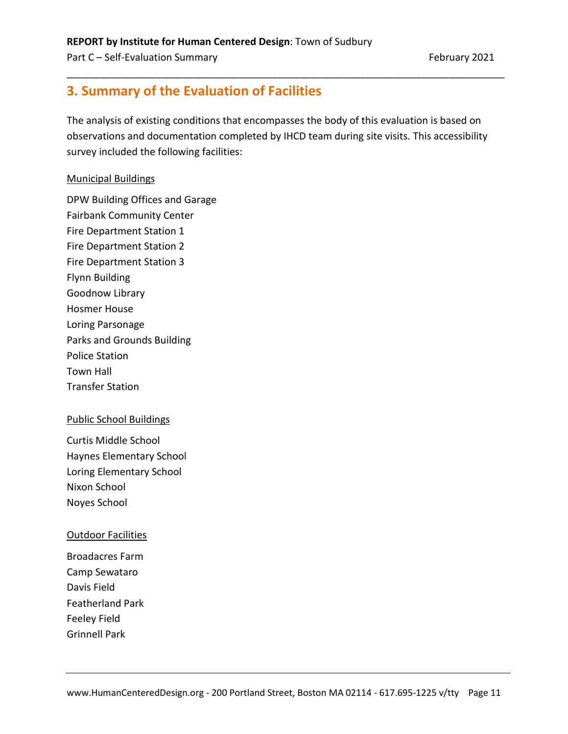## 3. Summary of the Evaluation of Facilities

The analysis of existing conditions that encompasses the body of this evaluation is based on observations and documentation completed by IHCD team during site visits. This accessibility survey included the following facilities:

<u>Municipal Buildings</u>

DPW Building Offices and Garage
Fairbank Community Center
Fire Department Station 1
Fire Department Station 2
Fire Department Station 3
Flynn Building
Goodnow Library
Hosmer House
Loring Parsonage
Parks and Grounds Building
Police Station
Town Hall
Transfer Station

<u>Public School Buildings</u>

Curtis Middle School
Haynes Elementary School
Loring Elementary School
Nixon School
Noyes School

<u>Outdoor Facilities</u>

Broadacres Farm
Camp Sewataro
Davis Field
Featherland Park
Feeley Field
Grinnell Park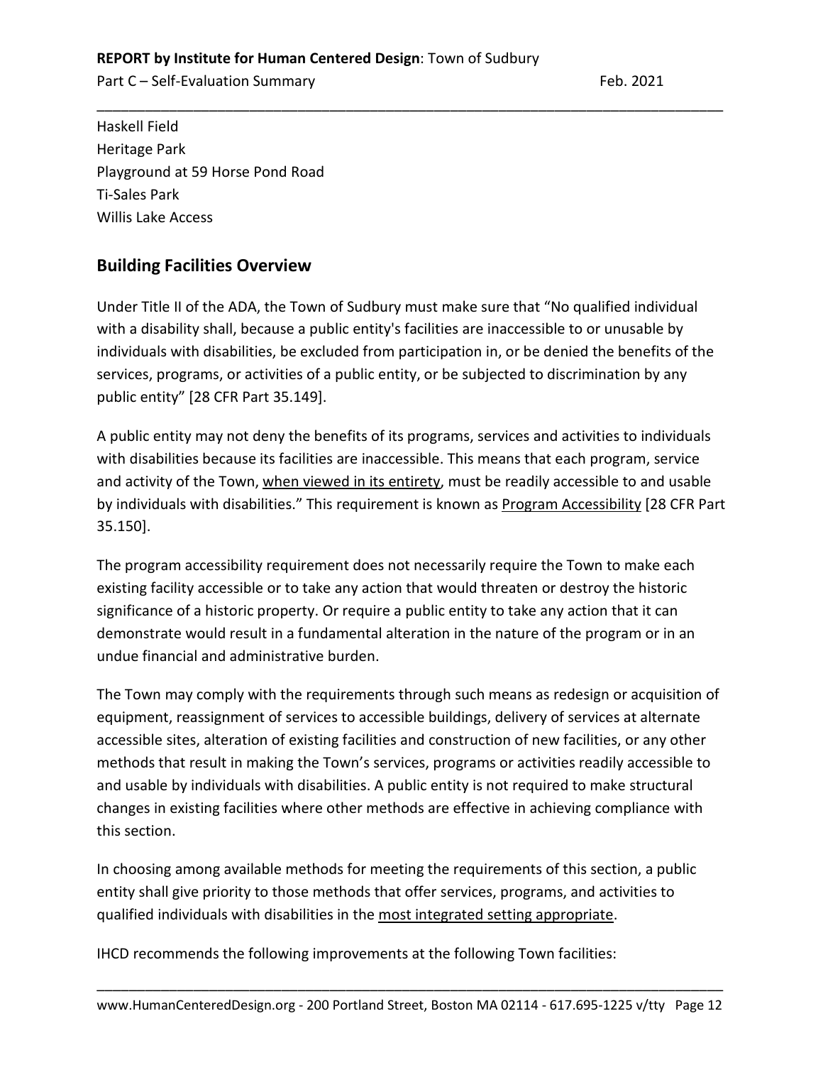Haskell Field
Heritage Park
Playground at 59 Horse Pond Road
Ti-Sales Park
Willis Lake Access

## Building Facilities Overview

Under Title II of the ADA, the Town of Sudbury must make sure that "No qualified individual with a disability shall, because a public entity's facilities are inaccessible to or unusable by individuals with disabilities, be excluded from participation in, or be denied the benefits of the services, programs, or activities of a public entity, or be subjected to discrimination by any public entity" [28 CFR Part 35.149].

A public entity may not deny the benefits of its programs, services and activities to individuals with disabilities because its facilities are inaccessible. This means that each program, service and activity of the Town, <u>when viewed in its entirety</u>, must be readily accessible to and usable by individuals with disabilities." This requirement is known as <u>Program Accessibility</u> [28 CFR Part 35.150].

The program accessibility requirement does not necessarily require the Town to make each existing facility accessible or to take any action that would threaten or destroy the historic significance of a historic property. Or require a public entity to take any action that it can demonstrate would result in a fundamental alteration in the nature of the program or in an undue financial and administrative burden.

The Town may comply with the requirements through such means as redesign or acquisition of equipment, reassignment of services to accessible buildings, delivery of services at alternate accessible sites, alteration of existing facilities and construction of new facilities, or any other methods that result in making the Town's services, programs or activities readily accessible to and usable by individuals with disabilities. A public entity is not required to make structural changes in existing facilities where other methods are effective in achieving compliance with this section.

In choosing among available methods for meeting the requirements of this section, a public entity shall give priority to those methods that offer services, programs, and activities to qualified individuals with disabilities in the <u>most integrated setting appropriate</u>.

IHCD recommends the following improvements at the following Town facilities: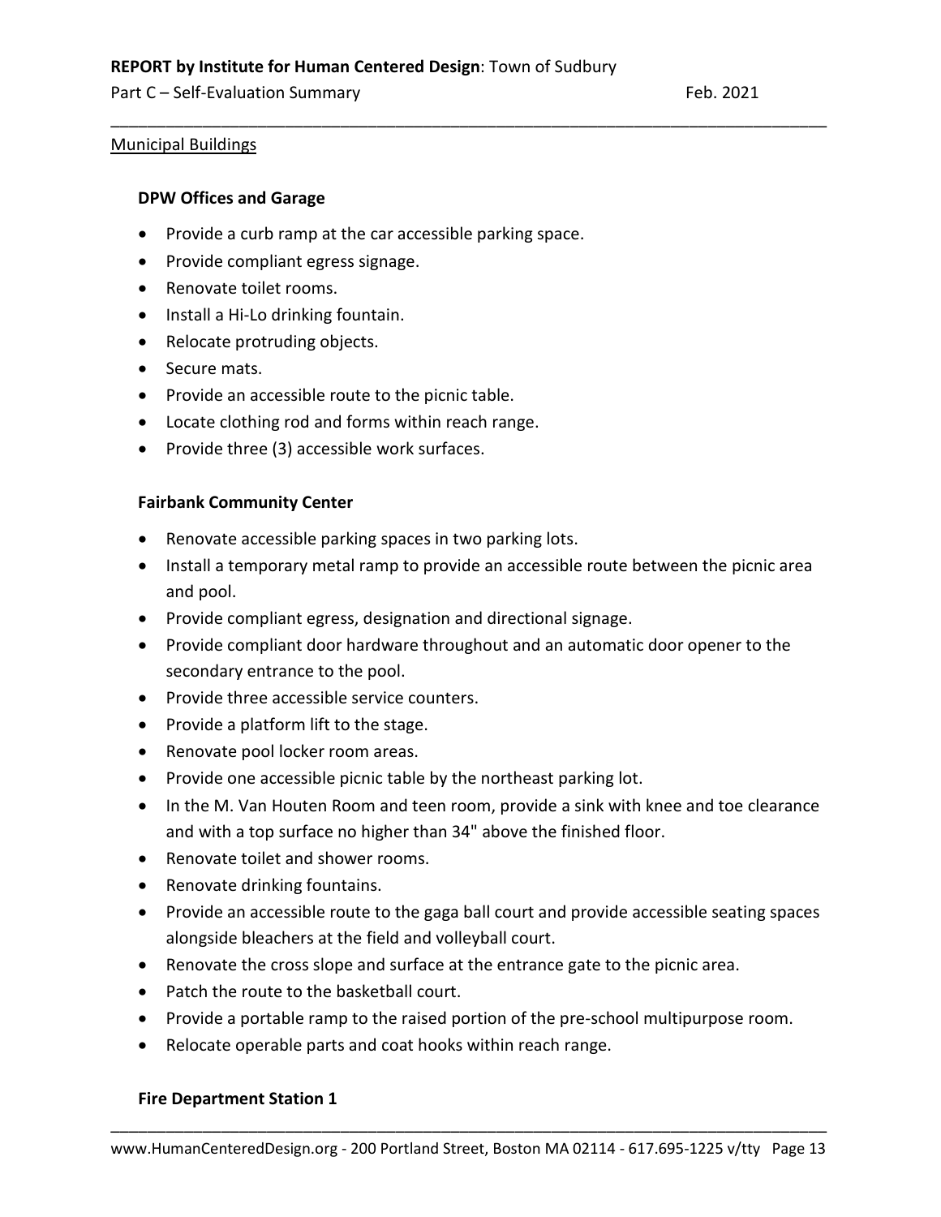Municipal Buildings

### DPW Offices and Garage

- Provide a curb ramp at the car accessible parking space.
- Provide compliant egress signage.
- Renovate toilet rooms.
- Install a Hi-Lo drinking fountain.
- Relocate protruding objects.
- Secure mats.
- Provide an accessible route to the picnic table.
- Locate clothing rod and forms within reach range.
- Provide three (3) accessible work surfaces.

### Fairbank Community Center

- Renovate accessible parking spaces in two parking lots.
- Install a temporary metal ramp to provide an accessible route between the picnic area and pool.
- Provide compliant egress, designation and directional signage.
- Provide compliant door hardware throughout and an automatic door opener to the secondary entrance to the pool.
- Provide three accessible service counters.
- Provide a platform lift to the stage.
- Renovate pool locker room areas.
- Provide one accessible picnic table by the northeast parking lot.
- In the M. Van Houten Room and teen room, provide a sink with knee and toe clearance and with a top surface no higher than 34" above the finished floor.
- Renovate toilet and shower rooms.
- Renovate drinking fountains.
- Provide an accessible route to the gaga ball court and provide accessible seating spaces alongside bleachers at the field and volleyball court.
- Renovate the cross slope and surface at the entrance gate to the picnic area.
- Patch the route to the basketball court.
- Provide a portable ramp to the raised portion of the pre-school multipurpose room.
- Relocate operable parts and coat hooks within reach range.

### Fire Department Station 1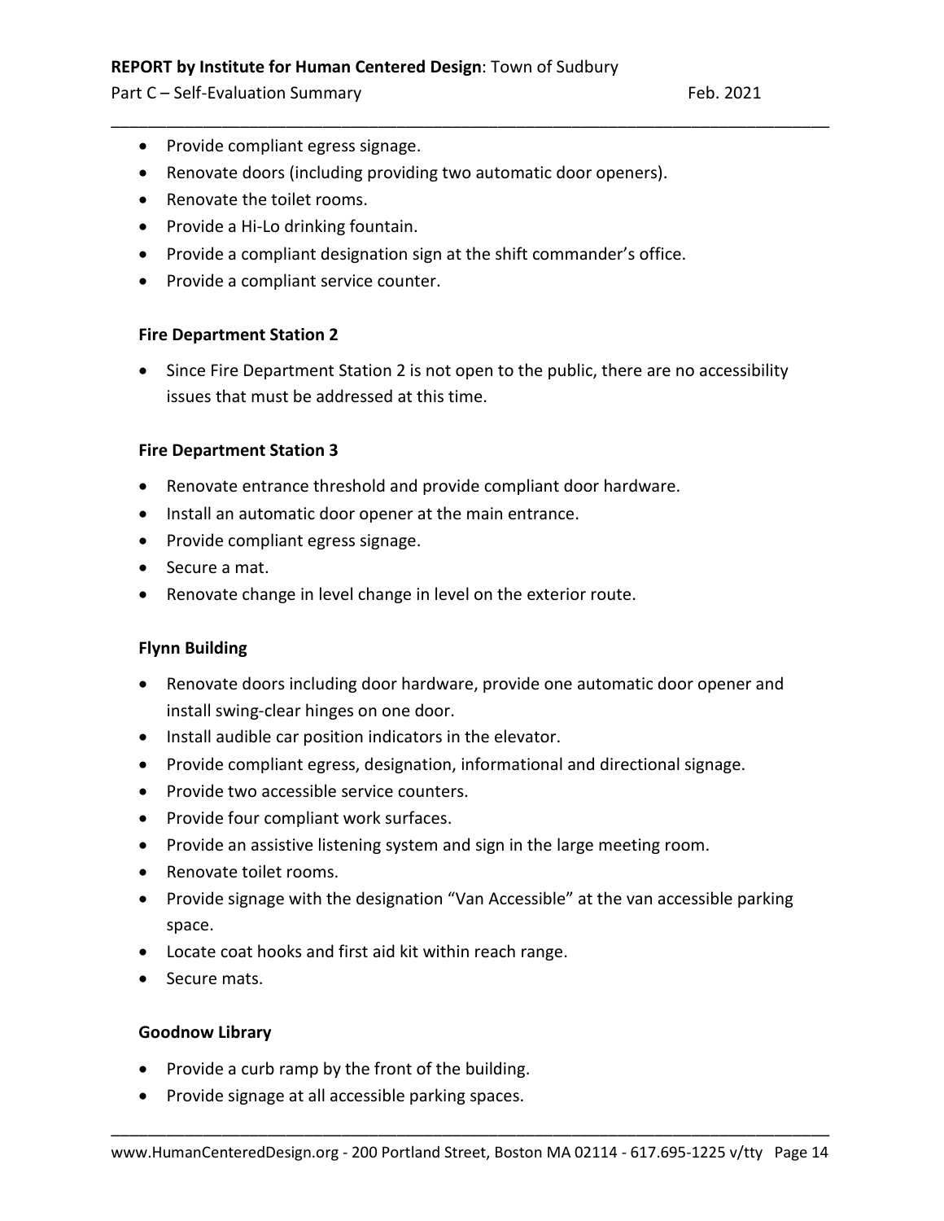- Provide compliant egress signage.
- Renovate doors (including providing two automatic door openers).
- Renovate the toilet rooms.
- Provide a Hi-Lo drinking fountain.
- Provide a compliant designation sign at the shift commander's office.
- Provide a compliant service counter.

**Fire Department Station 2**

- Since Fire Department Station 2 is not open to the public, there are no accessibility issues that must be addressed at this time.

**Fire Department Station 3**

- Renovate entrance threshold and provide compliant door hardware.
- Install an automatic door opener at the main entrance.
- Provide compliant egress signage.
- Secure a mat.
- Renovate change in level change in level on the exterior route.

**Flynn Building**

- Renovate doors including door hardware, provide one automatic door opener and install swing-clear hinges on one door.
- Install audible car position indicators in the elevator.
- Provide compliant egress, designation, informational and directional signage.
- Provide two accessible service counters.
- Provide four compliant work surfaces.
- Provide an assistive listening system and sign in the large meeting room.
- Renovate toilet rooms.
- Provide signage with the designation "Van Accessible" at the van accessible parking space.
- Locate coat hooks and first aid kit within reach range.
- Secure mats.

**Goodnow Library**

- Provide a curb ramp by the front of the building.
- Provide signage at all accessible parking spaces.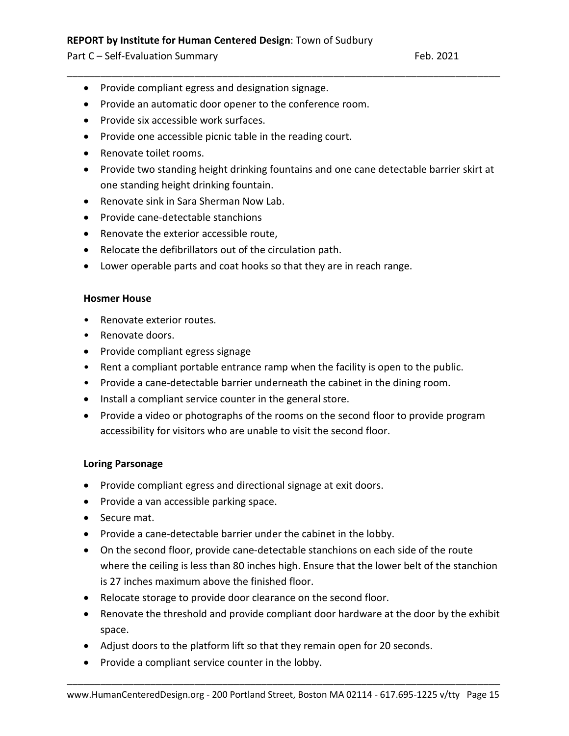- Provide compliant egress and designation signage.
- Provide an automatic door opener to the conference room.
- Provide six accessible work surfaces.
- Provide one accessible picnic table in the reading court.
- Renovate toilet rooms.
- Provide two standing height drinking fountains and one cane detectable barrier skirt at one standing height drinking fountain.
- Renovate sink in Sara Sherman Now Lab.
- Provide cane-detectable stanchions
- Renovate the exterior accessible route,
- Relocate the defibrillators out of the circulation path.
- Lower operable parts and coat hooks so that they are in reach range.

**Hosmer House**

- Renovate exterior routes.
- Renovate doors.
- Provide compliant egress signage
- Rent a compliant portable entrance ramp when the facility is open to the public.
- Provide a cane-detectable barrier underneath the cabinet in the dining room.
- Install a compliant service counter in the general store.
- Provide a video or photographs of the rooms on the second floor to provide program accessibility for visitors who are unable to visit the second floor.

**Loring Parsonage**

- Provide compliant egress and directional signage at exit doors.
- Provide a van accessible parking space.
- Secure mat.
- Provide a cane-detectable barrier under the cabinet in the lobby.
- On the second floor, provide cane-detectable stanchions on each side of the route where the ceiling is less than 80 inches high. Ensure that the lower belt of the stanchion is 27 inches maximum above the finished floor.
- Relocate storage to provide door clearance on the second floor.
- Renovate the threshold and provide compliant door hardware at the door by the exhibit space.
- Adjust doors to the platform lift so that they remain open for 20 seconds.
- Provide a compliant service counter in the lobby.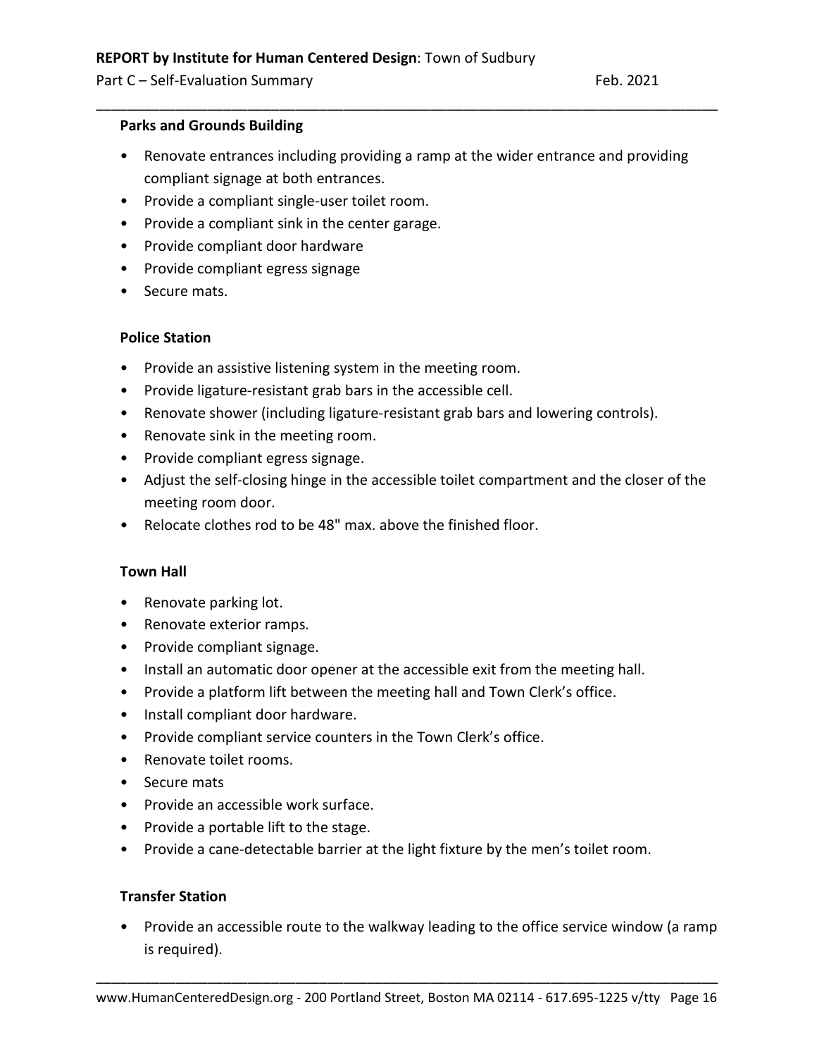**Parks and Grounds Building**

- Renovate entrances including providing a ramp at the wider entrance and providing compliant signage at both entrances.
- Provide a compliant single-user toilet room.
- Provide a compliant sink in the center garage.
- Provide compliant door hardware
- Provide compliant egress signage
- Secure mats.

**Police Station**

- Provide an assistive listening system in the meeting room.
- Provide ligature-resistant grab bars in the accessible cell.
- Renovate shower (including ligature-resistant grab bars and lowering controls).
- Renovate sink in the meeting room.
- Provide compliant egress signage.
- Adjust the self-closing hinge in the accessible toilet compartment and the closer of the meeting room door.
- Relocate clothes rod to be 48" max. above the finished floor.

**Town Hall**

- Renovate parking lot.
- Renovate exterior ramps.
- Provide compliant signage.
- Install an automatic door opener at the accessible exit from the meeting hall.
- Provide a platform lift between the meeting hall and Town Clerk's office.
- Install compliant door hardware.
- Provide compliant service counters in the Town Clerk's office.
- Renovate toilet rooms.
- Secure mats
- Provide an accessible work surface.
- Provide a portable lift to the stage.
- Provide a cane-detectable barrier at the light fixture by the men's toilet room.

**Transfer Station**

- Provide an accessible route to the walkway leading to the office service window (a ramp is required).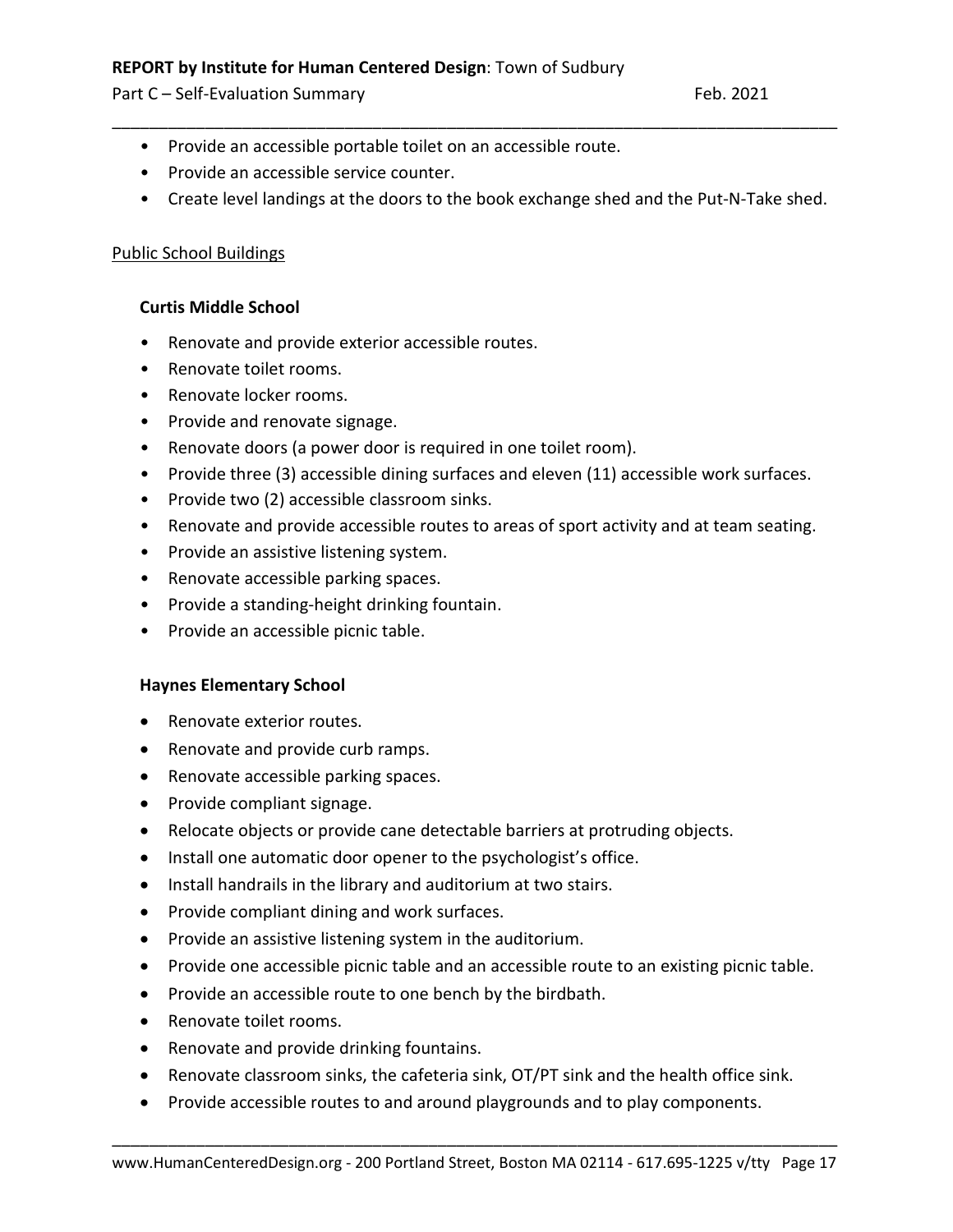- Provide an accessible portable toilet on an accessible route.
- Provide an accessible service counter.
- Create level landings at the doors to the book exchange shed and the Put-N-Take shed.

Public School Buildings

**Curtis Middle School**

- Renovate and provide exterior accessible routes.
- Renovate toilet rooms.
- Renovate locker rooms.
- Provide and renovate signage.
- Renovate doors (a power door is required in one toilet room).
- Provide three (3) accessible dining surfaces and eleven (11) accessible work surfaces.
- Provide two (2) accessible classroom sinks.
- Renovate and provide accessible routes to areas of sport activity and at team seating.
- Provide an assistive listening system.
- Renovate accessible parking spaces.
- Provide a standing-height drinking fountain.
- Provide an accessible picnic table.

**Haynes Elementary School**

- Renovate exterior routes.
- Renovate and provide curb ramps.
- Renovate accessible parking spaces.
- Provide compliant signage.
- Relocate objects or provide cane detectable barriers at protruding objects.
- Install one automatic door opener to the psychologist's office.
- Install handrails in the library and auditorium at two stairs.
- Provide compliant dining and work surfaces.
- Provide an assistive listening system in the auditorium.
- Provide one accessible picnic table and an accessible route to an existing picnic table.
- Provide an accessible route to one bench by the birdbath.
- Renovate toilet rooms.
- Renovate and provide drinking fountains.
- Renovate classroom sinks, the cafeteria sink, OT/PT sink and the health office sink.
- Provide accessible routes to and around playgrounds and to play components.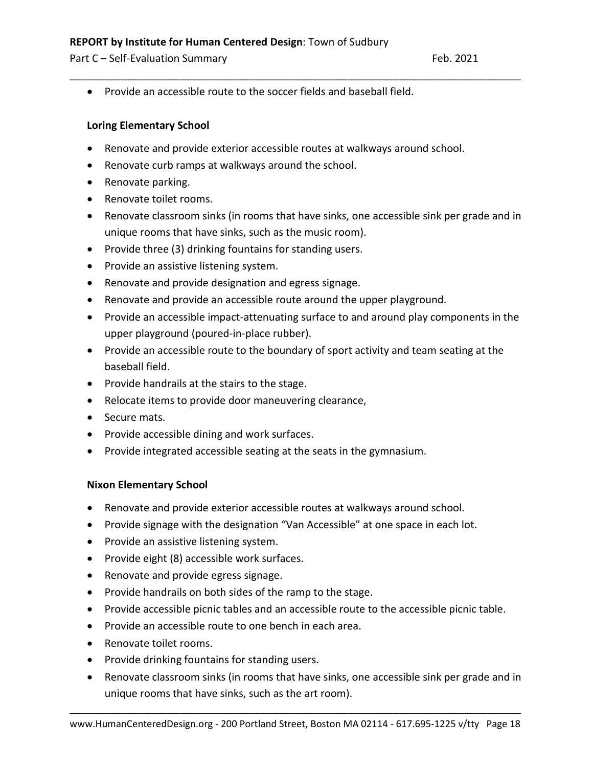- Provide an accessible route to the soccer fields and baseball field.

**Loring Elementary School**

- Renovate and provide exterior accessible routes at walkways around school.
- Renovate curb ramps at walkways around the school.
- Renovate parking.
- Renovate toilet rooms.
- Renovate classroom sinks (in rooms that have sinks, one accessible sink per grade and in unique rooms that have sinks, such as the music room).
- Provide three (3) drinking fountains for standing users.
- Provide an assistive listening system.
- Renovate and provide designation and egress signage.
- Renovate and provide an accessible route around the upper playground.
- Provide an accessible impact-attenuating surface to and around play components in the upper playground (poured-in-place rubber).
- Provide an accessible route to the boundary of sport activity and team seating at the baseball field.
- Provide handrails at the stairs to the stage.
- Relocate items to provide door maneuvering clearance,
- Secure mats.
- Provide accessible dining and work surfaces.
- Provide integrated accessible seating at the seats in the gymnasium.

**Nixon Elementary School**

- Renovate and provide exterior accessible routes at walkways around school.
- Provide signage with the designation "Van Accessible" at one space in each lot.
- Provide an assistive listening system.
- Provide eight (8) accessible work surfaces.
- Renovate and provide egress signage.
- Provide handrails on both sides of the ramp to the stage.
- Provide accessible picnic tables and an accessible route to the accessible picnic table.
- Provide an accessible route to one bench in each area.
- Renovate toilet rooms.
- Provide drinking fountains for standing users.
- Renovate classroom sinks (in rooms that have sinks, one accessible sink per grade and in unique rooms that have sinks, such as the art room).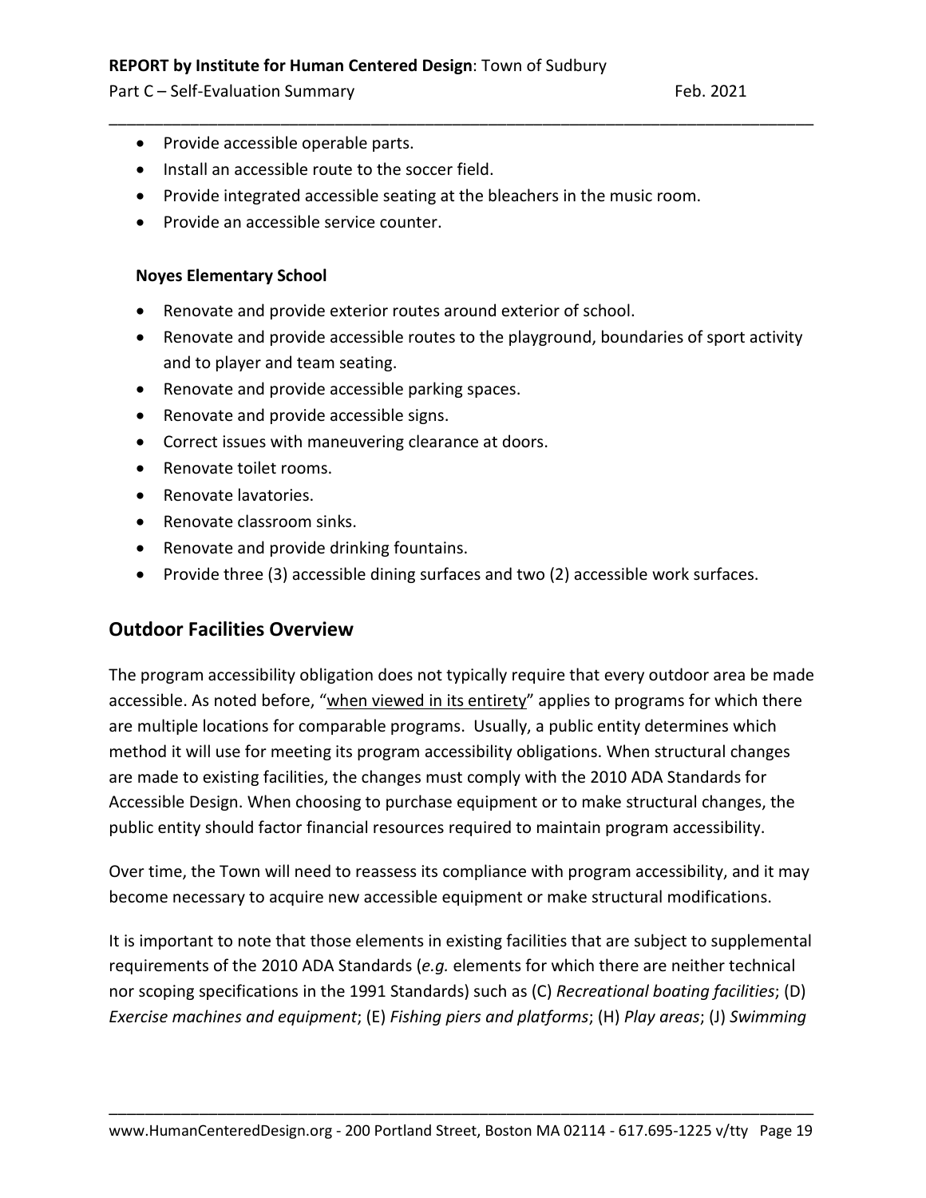- Provide accessible operable parts.
- Install an accessible route to the soccer field.
- Provide integrated accessible seating at the bleachers in the music room.
- Provide an accessible service counter.

**Noyes Elementary School**

- Renovate and provide exterior routes around exterior of school.
- Renovate and provide accessible routes to the playground, boundaries of sport activity and to player and team seating.
- Renovate and provide accessible parking spaces.
- Renovate and provide accessible signs.
- Correct issues with maneuvering clearance at doors.
- Renovate toilet rooms.
- Renovate lavatories.
- Renovate classroom sinks.
- Renovate and provide drinking fountains.
- Provide three (3) accessible dining surfaces and two (2) accessible work surfaces.

## Outdoor Facilities Overview

The program accessibility obligation does not typically require that every outdoor area be made accessible. As noted before, "<u>when viewed in its entirety</u>" applies to programs for which there are multiple locations for comparable programs. Usually, a public entity determines which method it will use for meeting its program accessibility obligations. When structural changes are made to existing facilities, the changes must comply with the 2010 ADA Standards for Accessible Design. When choosing to purchase equipment or to make structural changes, the public entity should factor financial resources required to maintain program accessibility.

Over time, the Town will need to reassess its compliance with program accessibility, and it may become necessary to acquire new accessible equipment or make structural modifications.

It is important to note that those elements in existing facilities that are subject to supplemental requirements of the 2010 ADA Standards (*e.g.* elements for which there are neither technical nor scoping specifications in the 1991 Standards) such as (C) *Recreational boating facilities*; (D) *Exercise machines and equipment*; (E) *Fishing piers and platforms*; (H) *Play areas*; (J) *Swimming*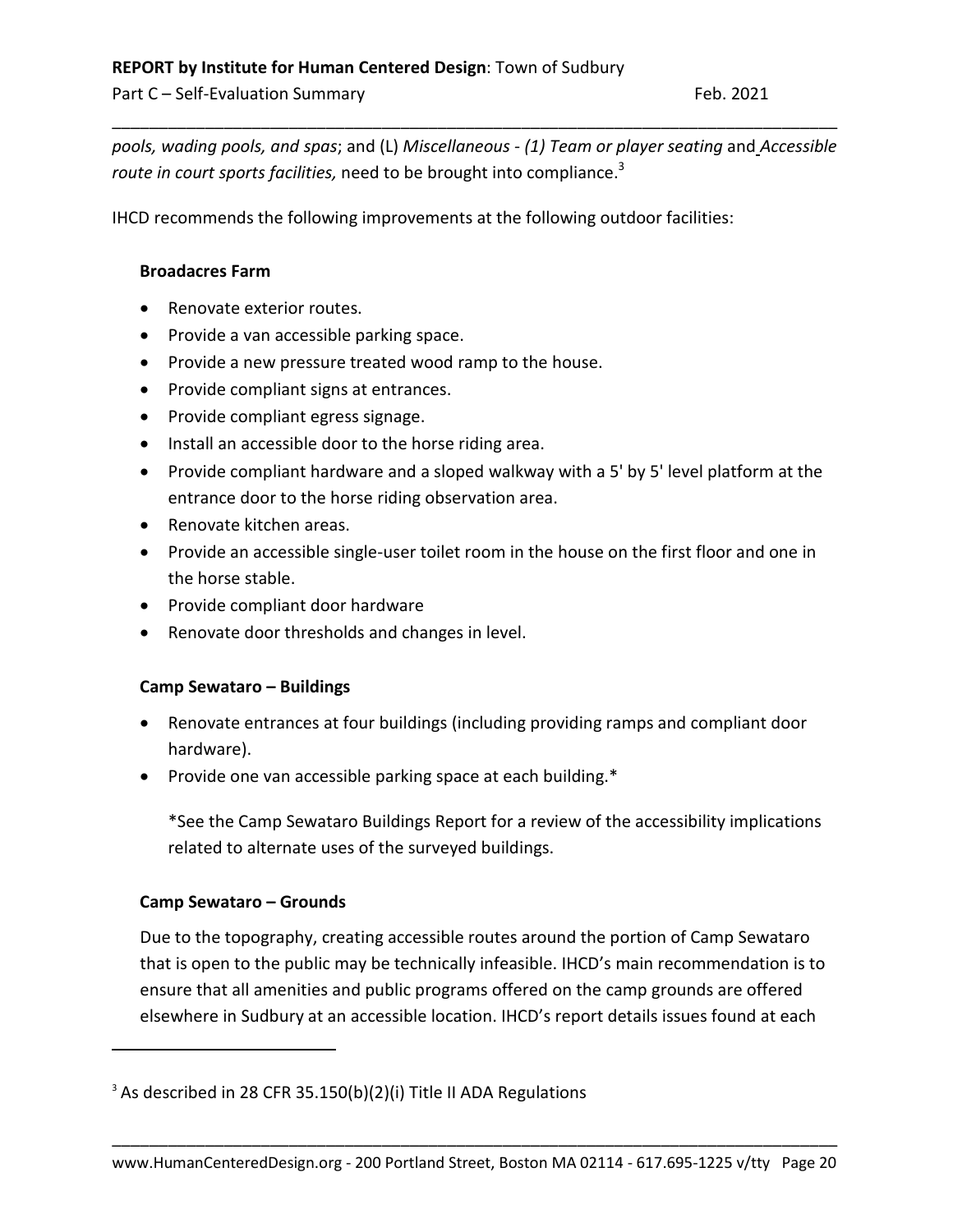*pools, wading pools, and spas*; and (L) *Miscellaneous - (1) Team or player seating* and *Accessible route in court sports facilities,* need to be brought into compliance.[3]

IHCD recommends the following improvements at the following outdoor facilities:

**Broadacres Farm**

- Renovate exterior routes.
- Provide a van accessible parking space.
- Provide a new pressure treated wood ramp to the house.
- Provide compliant signs at entrances.
- Provide compliant egress signage.
- Install an accessible door to the horse riding area.
- Provide compliant hardware and a sloped walkway with a 5' by 5' level platform at the entrance door to the horse riding observation area.
- Renovate kitchen areas.
- Provide an accessible single-user toilet room in the house on the first floor and one in the horse stable.
- Provide compliant door hardware
- Renovate door thresholds and changes in level.

**Camp Sewataro – Buildings**

- Renovate entrances at four buildings (including providing ramps and compliant door hardware).
- Provide one van accessible parking space at each building.*

  *See the Camp Sewataro Buildings Report for a review of the accessibility implications related to alternate uses of the surveyed buildings.

**Camp Sewataro – Grounds**

Due to the topography, creating accessible routes around the portion of Camp Sewataro that is open to the public may be technically infeasible. IHCD's main recommendation is to ensure that all amenities and public programs offered on the camp grounds are offered elsewhere in Sudbury at an accessible location. IHCD's report details issues found at each

[3] As described in 28 CFR 35.150(b)(2)(i) Title II ADA Regulations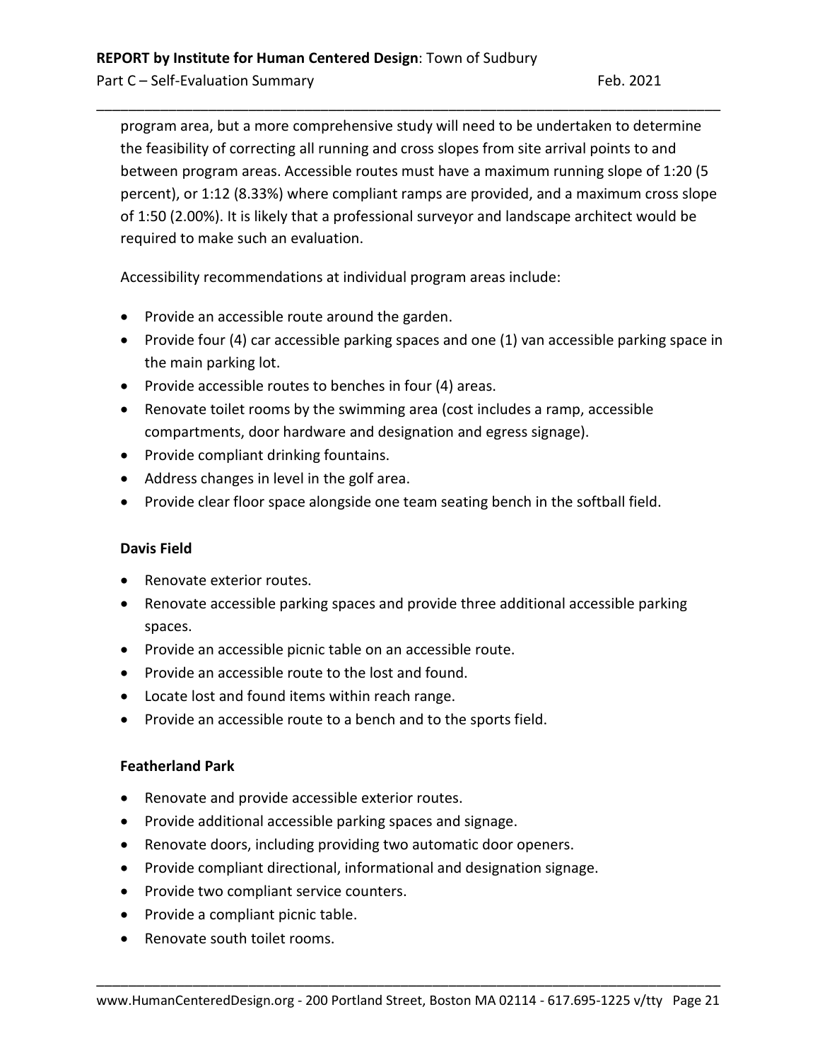program area, but a more comprehensive study will need to be undertaken to determine the feasibility of correcting all running and cross slopes from site arrival points to and between program areas. Accessible routes must have a maximum running slope of 1:20 (5 percent), or 1:12 (8.33%) where compliant ramps are provided, and a maximum cross slope of 1:50 (2.00%). It is likely that a professional surveyor and landscape architect would be required to make such an evaluation.

Accessibility recommendations at individual program areas include:

- Provide an accessible route around the garden.
- Provide four (4) car accessible parking spaces and one (1) van accessible parking space in the main parking lot.
- Provide accessible routes to benches in four (4) areas.
- Renovate toilet rooms by the swimming area (cost includes a ramp, accessible compartments, door hardware and designation and egress signage).
- Provide compliant drinking fountains.
- Address changes in level in the golf area.
- Provide clear floor space alongside one team seating bench in the softball field.

**Davis Field**

- Renovate exterior routes.
- Renovate accessible parking spaces and provide three additional accessible parking spaces.
- Provide an accessible picnic table on an accessible route.
- Provide an accessible route to the lost and found.
- Locate lost and found items within reach range.
- Provide an accessible route to a bench and to the sports field.

**Featherland Park**

- Renovate and provide accessible exterior routes.
- Provide additional accessible parking spaces and signage.
- Renovate doors, including providing two automatic door openers.
- Provide compliant directional, informational and designation signage.
- Provide two compliant service counters.
- Provide a compliant picnic table.
- Renovate south toilet rooms.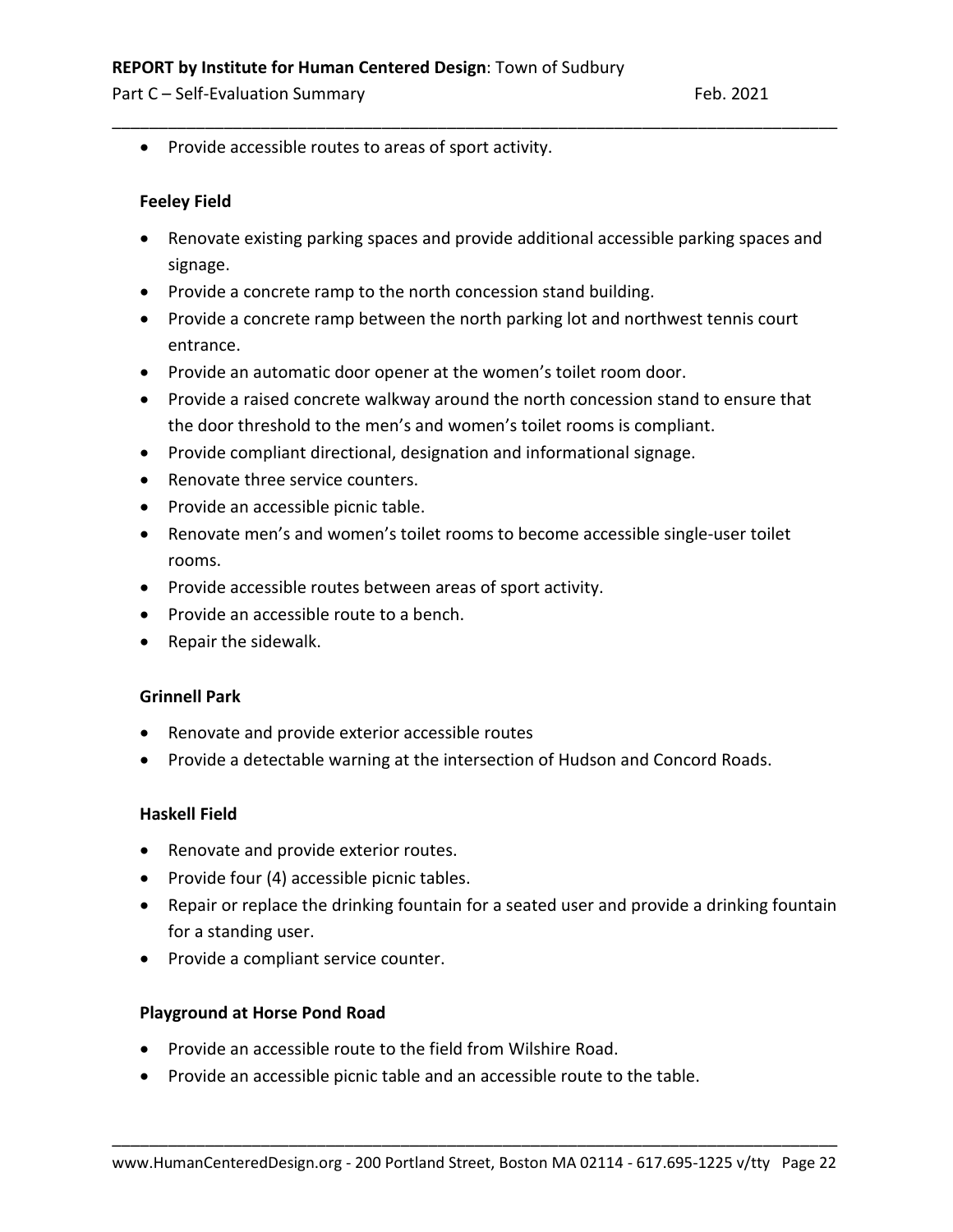- Provide accessible routes to areas of sport activity.

### Feeley Field

- Renovate existing parking spaces and provide additional accessible parking spaces and signage.
- Provide a concrete ramp to the north concession stand building.
- Provide a concrete ramp between the north parking lot and northwest tennis court entrance.
- Provide an automatic door opener at the women's toilet room door.
- Provide a raised concrete walkway around the north concession stand to ensure that the door threshold to the men's and women's toilet rooms is compliant.
- Provide compliant directional, designation and informational signage.
- Renovate three service counters.
- Provide an accessible picnic table.
- Renovate men's and women's toilet rooms to become accessible single-user toilet rooms.
- Provide accessible routes between areas of sport activity.
- Provide an accessible route to a bench.
- Repair the sidewalk.

### Grinnell Park

- Renovate and provide exterior accessible routes
- Provide a detectable warning at the intersection of Hudson and Concord Roads.

### Haskell Field

- Renovate and provide exterior routes.
- Provide four (4) accessible picnic tables.
- Repair or replace the drinking fountain for a seated user and provide a drinking fountain for a standing user.
- Provide a compliant service counter.

### Playground at Horse Pond Road

- Provide an accessible route to the field from Wilshire Road.
- Provide an accessible picnic table and an accessible route to the table.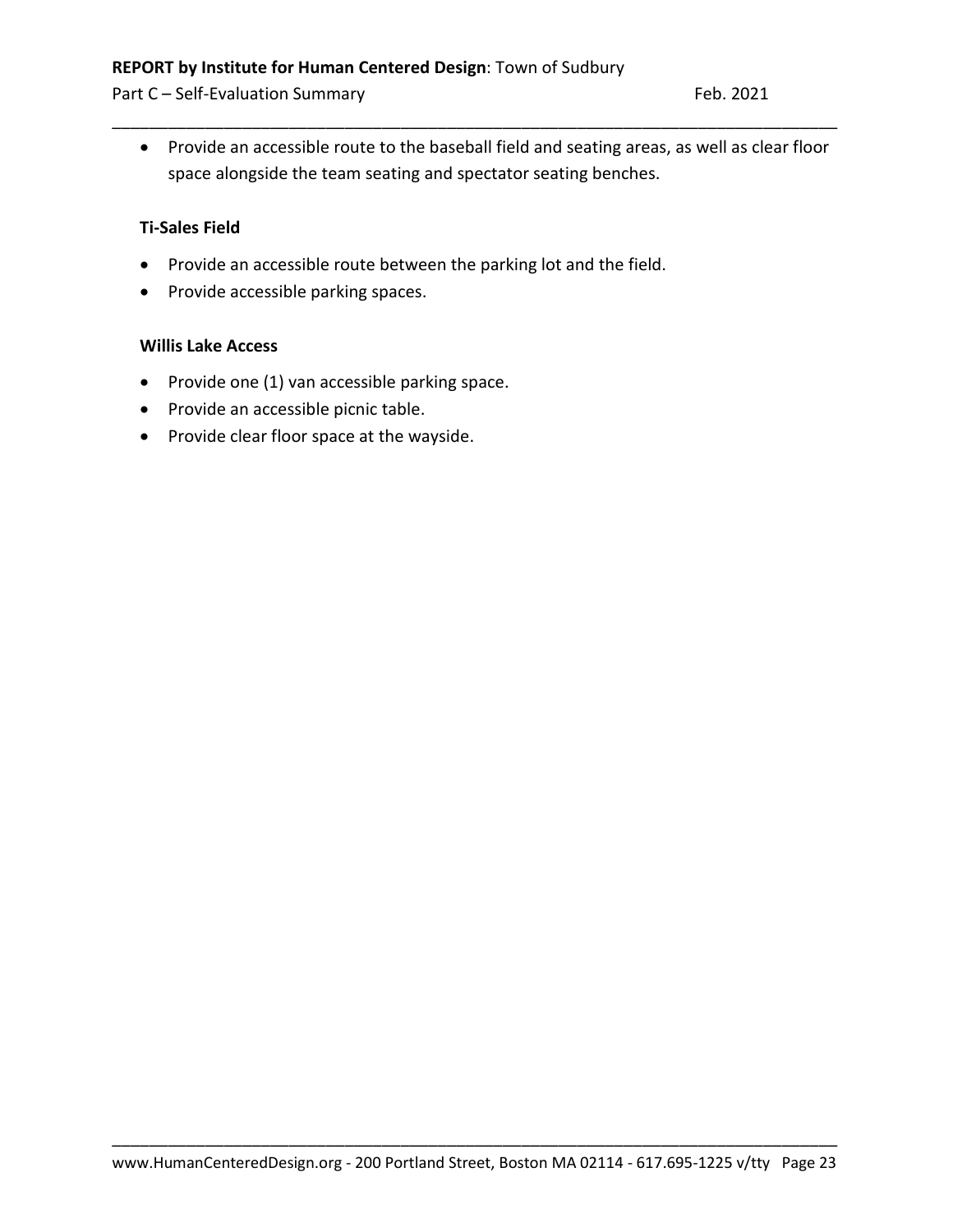- Provide an accessible route to the baseball field and seating areas, as well as clear floor space alongside the team seating and spectator seating benches.

**Ti-Sales Field**

- Provide an accessible route between the parking lot and the field.
- Provide accessible parking spaces.

**Willis Lake Access**

- Provide one (1) van accessible parking space.
- Provide an accessible picnic table.
- Provide clear floor space at the wayside.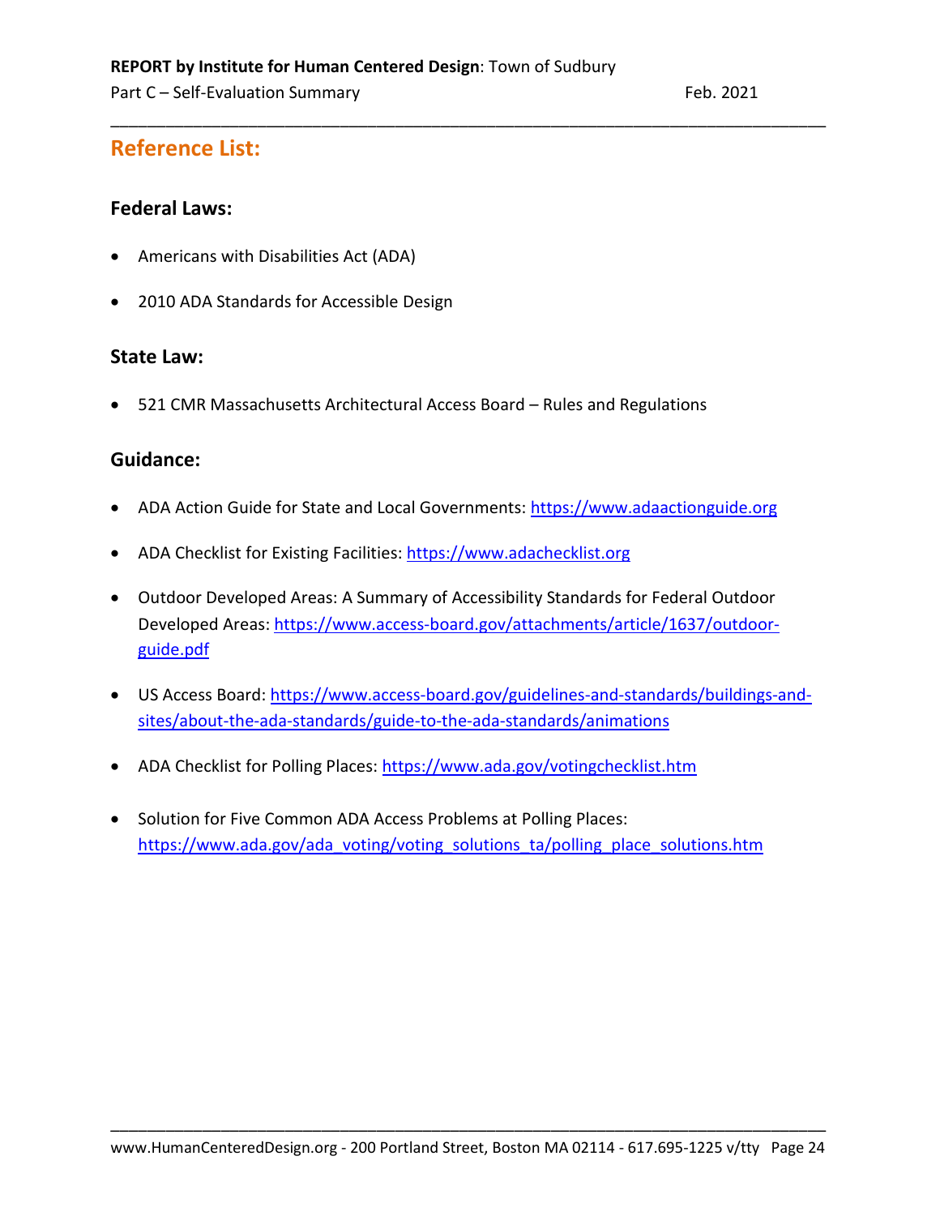## Reference List:

### Federal Laws:

- Americans with Disabilities Act (ADA)
- 2010 ADA Standards for Accessible Design

### State Law:

- 521 CMR Massachusetts Architectural Access Board – Rules and Regulations

### Guidance:

- ADA Action Guide for State and Local Governments: https://www.adaactionguide.org
- ADA Checklist for Existing Facilities: https://www.adachecklist.org
- Outdoor Developed Areas: A Summary of Accessibility Standards for Federal Outdoor Developed Areas: https://www.access-board.gov/attachments/article/1637/outdoor-guide.pdf
- US Access Board: https://www.access-board.gov/guidelines-and-standards/buildings-and-sites/about-the-ada-standards/guide-to-the-ada-standards/animations
- ADA Checklist for Polling Places: https://www.ada.gov/votingchecklist.htm
- Solution for Five Common ADA Access Problems at Polling Places: https://www.ada.gov/ada_voting/voting_solutions_ta/polling_place_solutions.htm